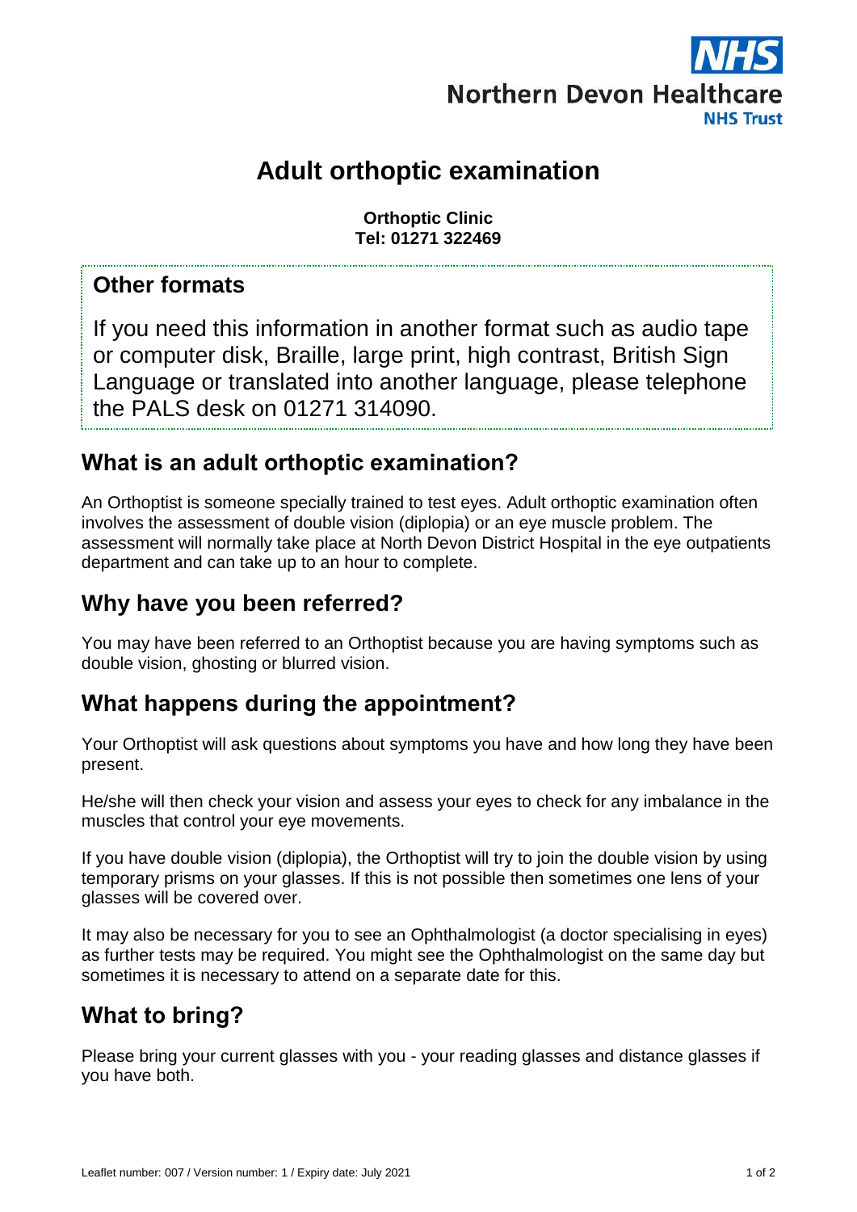Northern Devon Healthcare NHS Trust

# Adult orthoptic examination

**Orthoptic Clinic**
**Tel: 01271 322469**

## Other formats

If you need this information in another format such as audio tape or computer disk, Braille, large print, high contrast, British Sign Language or translated into another language, please telephone the PALS desk on 01271 314090.

## What is an adult orthoptic examination?

An Orthoptist is someone specially trained to test eyes. Adult orthoptic examination often involves the assessment of double vision (diplopia) or an eye muscle problem. The assessment will normally take place at North Devon District Hospital in the eye outpatients department and can take up to an hour to complete.

## Why have you been referred?

You may have been referred to an Orthoptist because you are having symptoms such as double vision, ghosting or blurred vision.

## What happens during the appointment?

Your Orthoptist will ask questions about symptoms you have and how long they have been present.

He/she will then check your vision and assess your eyes to check for any imbalance in the muscles that control your eye movements.

If you have double vision (diplopia), the Orthoptist will try to join the double vision by using temporary prisms on your glasses. If this is not possible then sometimes one lens of your glasses will be covered over.

It may also be necessary for you to see an Ophthalmologist (a doctor specialising in eyes) as further tests may be required. You might see the Ophthalmologist on the same day but sometimes it is necessary to attend on a separate date for this.

## What to bring?

Please bring your current glasses with you - your reading glasses and distance glasses if you have both.

Leaflet number: 007 / Version number: 1 / Expiry date: July 2021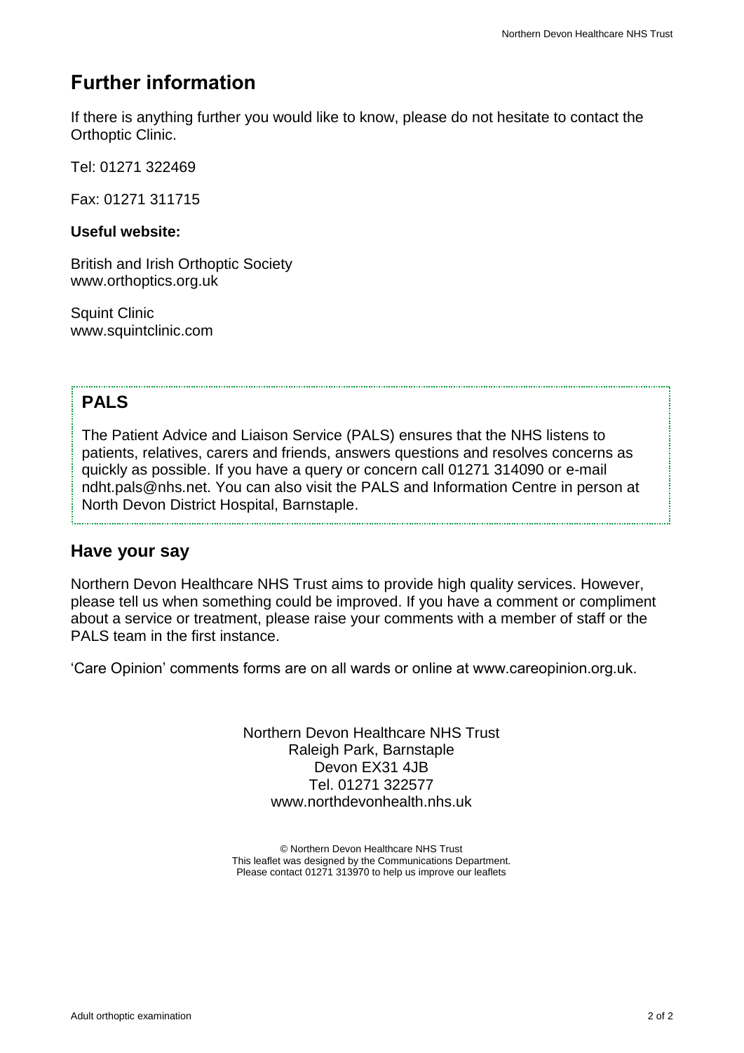## Further information

If there is anything further you would like to know, please do not hesitate to contact the Orthoptic Clinic.

Tel: 01271 322469

Fax: 01271 311715

**Useful website:**

British and Irish Orthoptic Society
www.orthoptics.org.uk

Squint Clinic
www.squintclinic.com

## PALS

The Patient Advice and Liaison Service (PALS) ensures that the NHS listens to patients, relatives, carers and friends, answers questions and resolves concerns as quickly as possible. If you have a query or concern call 01271 314090 or e-mail ndht.pals@nhs.net. You can also visit the PALS and Information Centre in person at North Devon District Hospital, Barnstaple.

## Have your say

Northern Devon Healthcare NHS Trust aims to provide high quality services. However, please tell us when something could be improved. If you have a comment or compliment about a service or treatment, please raise your comments with a member of staff or the PALS team in the first instance.

'Care Opinion' comments forms are on all wards or online at www.careopinion.org.uk.

Northern Devon Healthcare NHS Trust
Raleigh Park, Barnstaple
Devon EX31 4JB
Tel. 01271 322577
www.northdevonhealth.nhs.uk

© Northern Devon Healthcare NHS Trust
This leaflet was designed by the Communications Department.
Please contact 01271 313970 to help us improve our leaflets